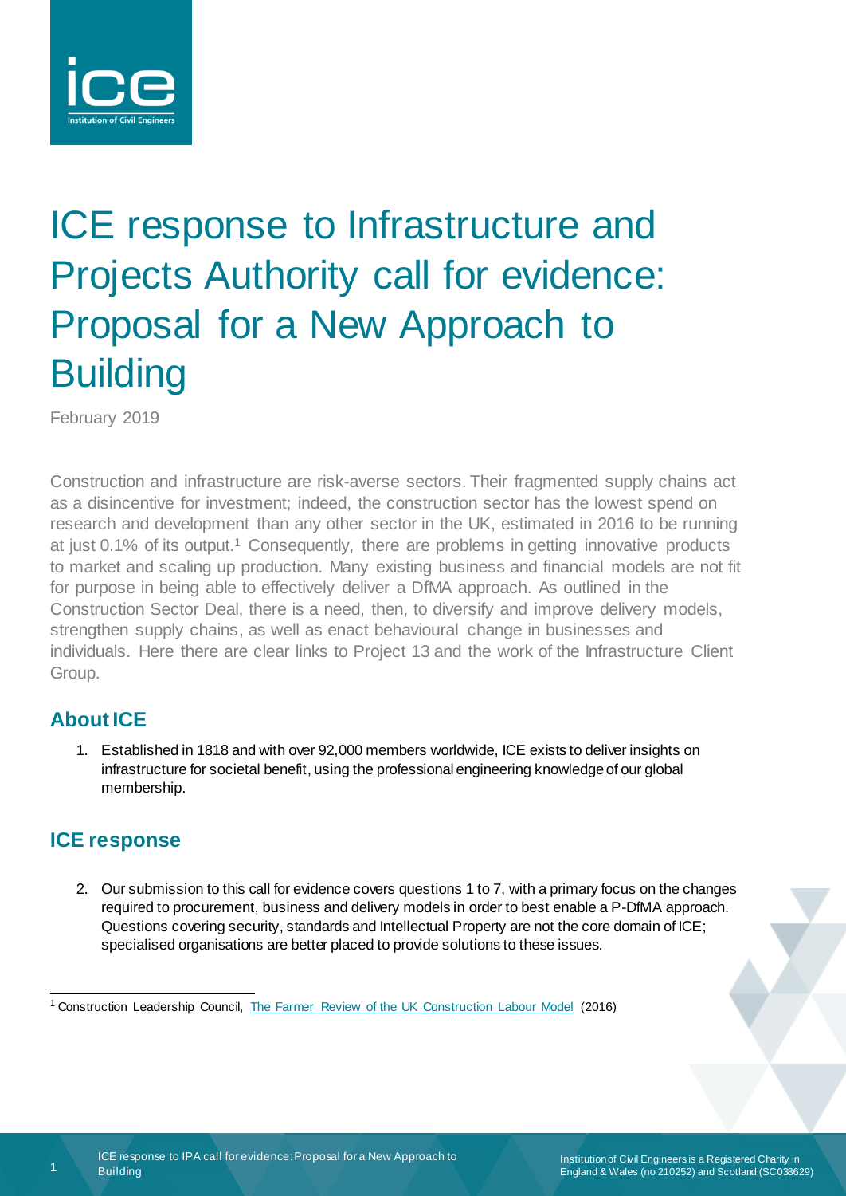# ICE response to Infrastructure and Projects Authority call for evidence: Proposal for a New Approach to Building

February 2019

Construction and infrastructure are risk-averse sectors. Their fragmented supply chains act as a disincentive for investment; indeed, the construction sector has the lowest spend on research and development than any other sector in the UK, estimated in 2016 to be running at just 0.1% of its output.[1] Consequently, there are problems in getting innovative products to market and scaling up production. Many existing business and financial models are not fit for purpose in being able to effectively deliver a DfMA approach. As outlined in the Construction Sector Deal, there is a need, then, to diversify and improve delivery models, strengthen supply chains, as well as enact behavioural change in businesses and individuals. Here there are clear links to Project 13 and the work of the Infrastructure Client Group.

## About ICE

1. Established in 1818 and with over 92,000 members worldwide, ICE exists to deliver insights on infrastructure for societal benefit, using the professional engineering knowledge of our global membership.

## ICE response

2. Our submission to this call for evidence covers questions 1 to 7, with a primary focus on the changes required to procurement, business and delivery models in order to best enable a P-DfMA approach. Questions covering security, standards and Intellectual Property are not the core domain of ICE; specialised organisations are better placed to provide solutions to these issues.

---

[1] Construction Leadership Council, The Farmer Review of the UK Construction Labour Model (2016)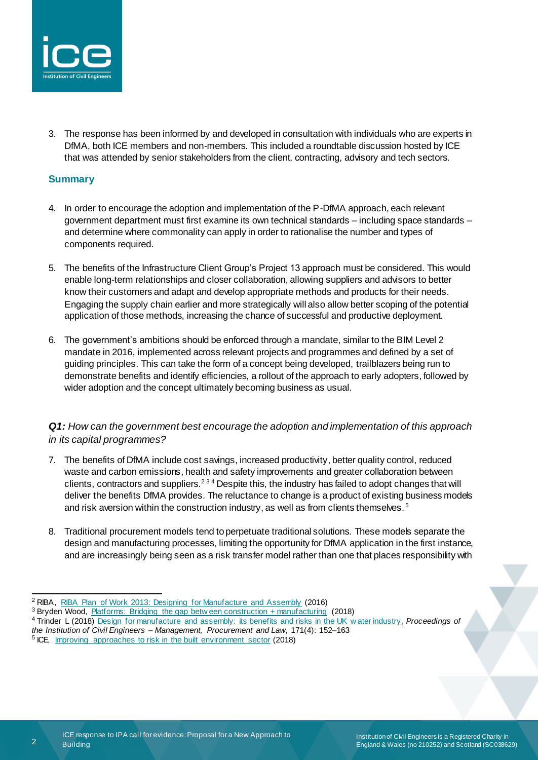3. The response has been informed by and developed in consultation with individuals who are experts in DfMA, both ICE members and non-members. This included a roundtable discussion hosted by ICE that was attended by senior stakeholders from the client, contracting, advisory and tech sectors.

## Summary

4. In order to encourage the adoption and implementation of the P-DfMA approach, each relevant government department must first examine its own technical standards – including space standards – and determine where commonality can apply in order to rationalise the number and types of components required.

5. The benefits of the Infrastructure Client Group's Project 13 approach must be considered. This would enable long-term relationships and closer collaboration, allowing suppliers and advisors to better know their customers and adapt and develop appropriate methods and products for their needs. Engaging the supply chain earlier and more strategically will also allow better scoping of the potential application of those methods, increasing the chance of successful and productive deployment.

6. The government's ambitions should be enforced through a mandate, similar to the BIM Level 2 mandate in 2016, implemented across relevant projects and programmes and defined by a set of guiding principles. This can take the form of a concept being developed, trailblazers being run to demonstrate benefits and identify efficiencies, a rollout of the approach to early adopters, followed by wider adoption and the concept ultimately becoming business as usual.

***Q1:** How can the government best encourage the adoption and implementation of this approach in its capital programmes?*

7. The benefits of DfMA include cost savings, increased productivity, better quality control, reduced waste and carbon emissions, health and safety improvements and greater collaboration between clients, contractors and suppliers.[2 3 4] Despite this, the industry has failed to adopt changes that will deliver the benefits DfMA provides. The reluctance to change is a product of existing business models and risk aversion within the construction industry, as well as from clients themselves.[5]

8. Traditional procurement models tend to perpetuate traditional solutions. These models separate the design and manufacturing processes, limiting the opportunity for DfMA application in the first instance, and are increasingly being seen as a risk transfer model rather than one that places responsibility with

---

[2] RIBA, RIBA Plan of Work 2013: Designing for Manufacture and Assembly (2016)

[3] Bryden Wood, Platforms: Bridging the gap between construction + manufacturing (2018)

[4] Trinder L (2018) Design for manufacture and assembly: its benefits and risks in the UK water industry, *Proceedings of the Institution of Civil Engineers – Management, Procurement and Law*, 171(4): 152–163

[5] ICE, Improving approaches to risk in the built environment sector (2018)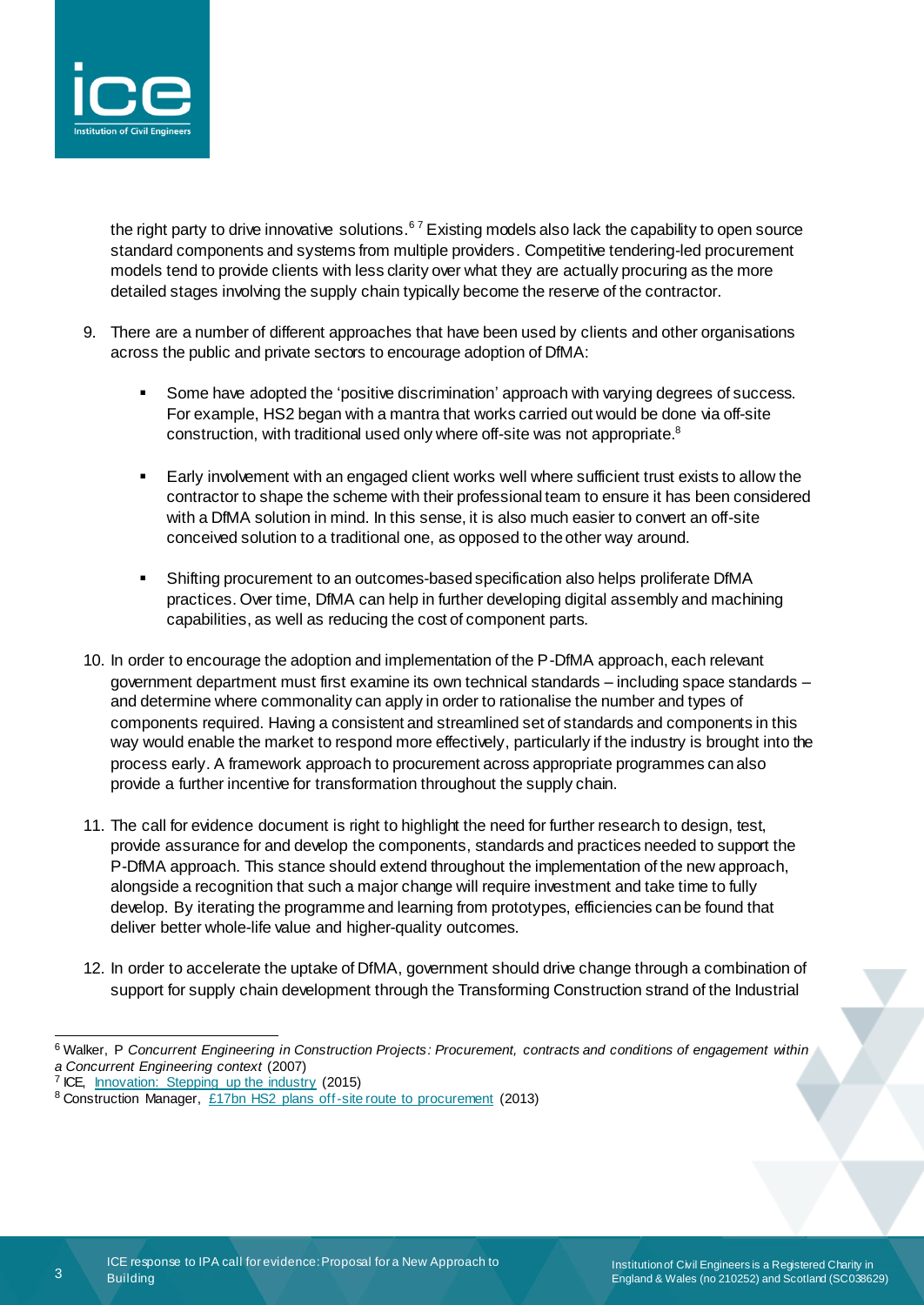the right party to drive innovative solutions.[6] [7] Existing models also lack the capability to open source standard components and systems from multiple providers. Competitive tendering-led procurement models tend to provide clients with less clarity over what they are actually procuring as the more detailed stages involving the supply chain typically become the reserve of the contractor.

9. There are a number of different approaches that have been used by clients and other organisations across the public and private sectors to encourage adoption of DfMA:

   - Some have adopted the 'positive discrimination' approach with varying degrees of success. For example, HS2 began with a mantra that works carried out would be done via off-site construction, with traditional used only where off-site was not appropriate.[8]

   - Early involvement with an engaged client works well where sufficient trust exists to allow the contractor to shape the scheme with their professional team to ensure it has been considered with a DfMA solution in mind. In this sense, it is also much easier to convert an off-site conceived solution to a traditional one, as opposed to the other way around.

   - Shifting procurement to an outcomes-based specification also helps proliferate DfMA practices. Over time, DfMA can help in further developing digital assembly and machining capabilities, as well as reducing the cost of component parts.

10. In order to encourage the adoption and implementation of the P-DfMA approach, each relevant government department must first examine its own technical standards – including space standards – and determine where commonality can apply in order to rationalise the number and types of components required. Having a consistent and streamlined set of standards and components in this way would enable the market to respond more effectively, particularly if the industry is brought into the process early. A framework approach to procurement across appropriate programmes can also provide a further incentive for transformation throughout the supply chain.

11. The call for evidence document is right to highlight the need for further research to design, test, provide assurance for and develop the components, standards and practices needed to support the P-DfMA approach. This stance should extend throughout the implementation of the new approach, alongside a recognition that such a major change will require investment and take time to fully develop. By iterating the programme and learning from prototypes, efficiencies can be found that deliver better whole-life value and higher-quality outcomes.

12. In order to accelerate the uptake of DfMA, government should drive change through a combination of support for supply chain development through the Transforming Construction strand of the Industrial

---

[6] Walker, P *Concurrent Engineering in Construction Projects: Procurement, contracts and conditions of engagement within a Concurrent Engineering context* (2007)

[7] ICE, [Innovation: Stepping up the industry](#) (2015)

[8] Construction Manager, [£17bn HS2 plans off-site route to procurement](#) (2013)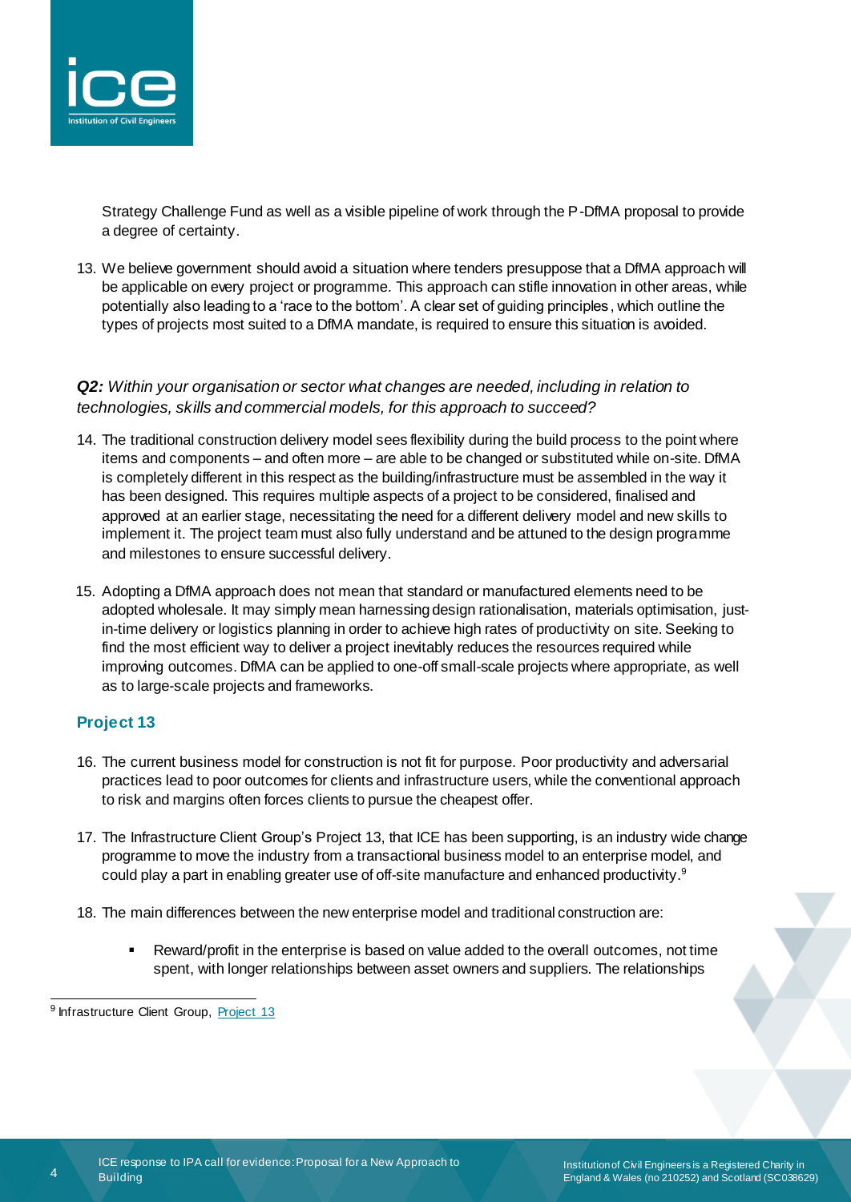Strategy Challenge Fund as well as a visible pipeline of work through the P-DfMA proposal to provide a degree of certainty.

13. We believe government should avoid a situation where tenders presuppose that a DfMA approach will be applicable on every project or programme. This approach can stifle innovation in other areas, while potentially also leading to a 'race to the bottom'. A clear set of guiding principles, which outline the types of projects most suited to a DfMA mandate, is required to ensure this situation is avoided.

***Q2:*** *Within your organisation or sector what changes are needed, including in relation to technologies, skills and commercial models, for this approach to succeed?*

14. The traditional construction delivery model sees flexibility during the build process to the point where items and components – and often more – are able to be changed or substituted while on-site. DfMA is completely different in this respect as the building/infrastructure must be assembled in the way it has been designed. This requires multiple aspects of a project to be considered, finalised and approved at an earlier stage, necessitating the need for a different delivery model and new skills to implement it. The project team must also fully understand and be attuned to the design programme and milestones to ensure successful delivery.

15. Adopting a DfMA approach does not mean that standard or manufactured elements need to be adopted wholesale. It may simply mean harnessing design rationalisation, materials optimisation, just-in-time delivery or logistics planning in order to achieve high rates of productivity on site. Seeking to find the most efficient way to deliver a project inevitably reduces the resources required while improving outcomes. DfMA can be applied to one-off small-scale projects where appropriate, as well as to large-scale projects and frameworks.

## Project 13

16. The current business model for construction is not fit for purpose. Poor productivity and adversarial practices lead to poor outcomes for clients and infrastructure users, while the conventional approach to risk and margins often forces clients to pursue the cheapest offer.

17. The Infrastructure Client Group's Project 13, that ICE has been supporting, is an industry wide change programme to move the industry from a transactional business model to an enterprise model, and could play a part in enabling greater use of off-site manufacture and enhanced productivity.[9]

18. The main differences between the new enterprise model and traditional construction are:

    - Reward/profit in the enterprise is based on value added to the overall outcomes, not time spent, with longer relationships between asset owners and suppliers. The relationships

[9] Infrastructure Client Group, Project 13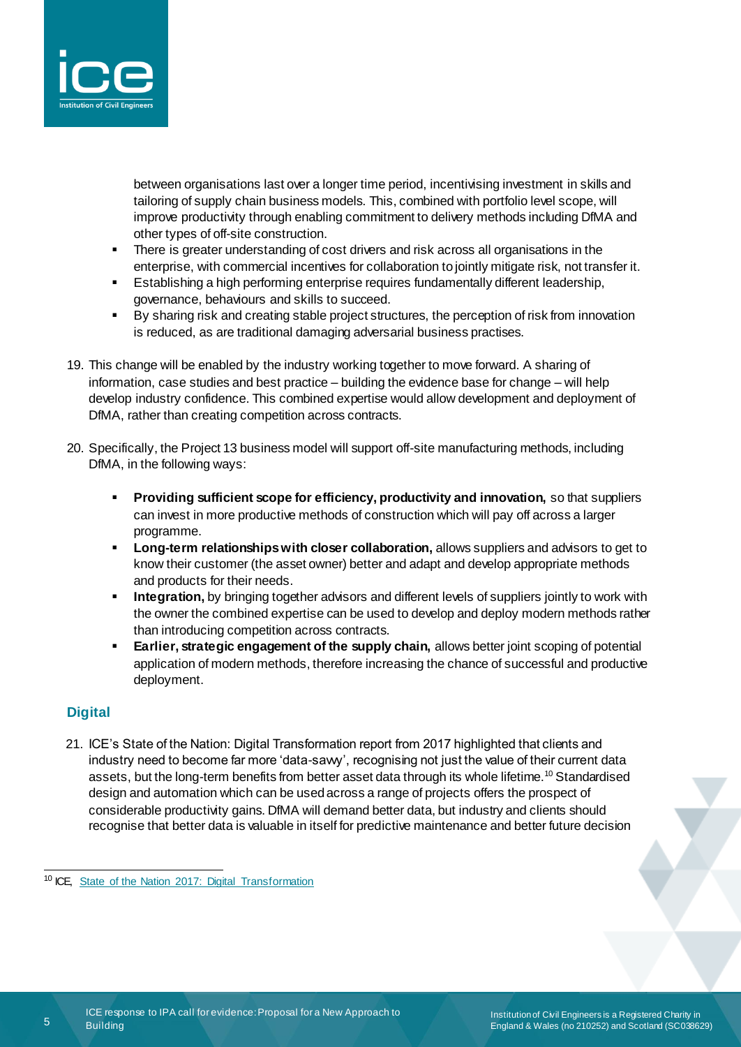between organisations last over a longer time period, incentivising investment in skills and tailoring of supply chain business models. This, combined with portfolio level scope, will improve productivity through enabling commitment to delivery methods including DfMA and other types of off-site construction.

- There is greater understanding of cost drivers and risk across all organisations in the enterprise, with commercial incentives for collaboration to jointly mitigate risk, not transfer it.
- Establishing a high performing enterprise requires fundamentally different leadership, governance, behaviours and skills to succeed.
- By sharing risk and creating stable project structures, the perception of risk from innovation is reduced, as are traditional damaging adversarial business practises.

19. This change will be enabled by the industry working together to move forward. A sharing of information, case studies and best practice – building the evidence base for change – will help develop industry confidence. This combined expertise would allow development and deployment of DfMA, rather than creating competition across contracts.

20. Specifically, the Project 13 business model will support off-site manufacturing methods, including DfMA, in the following ways:

    - **Providing sufficient scope for efficiency, productivity and innovation,** so that suppliers can invest in more productive methods of construction which will pay off across a larger programme.
    - **Long-term relationships with closer collaboration,** allows suppliers and advisors to get to know their customer (the asset owner) better and adapt and develop appropriate methods and products for their needs.
    - **Integration,** by bringing together advisors and different levels of suppliers jointly to work with the owner the combined expertise can be used to develop and deploy modern methods rather than introducing competition across contracts.
    - **Earlier, strategic engagement of the supply chain,** allows better joint scoping of potential application of modern methods, therefore increasing the chance of successful and productive deployment.

## Digital

21. ICE's State of the Nation: Digital Transformation report from 2017 highlighted that clients and industry need to become far more 'data-savvy', recognising not just the value of their current data assets, but the long-term benefits from better asset data through its whole lifetime.[10] Standardised design and automation which can be used across a range of projects offers the prospect of considerable productivity gains. DfMA will demand better data, but industry and clients should recognise that better data is valuable in itself for predictive maintenance and better future decision

[10] ICE, State of the Nation 2017: Digital Transformation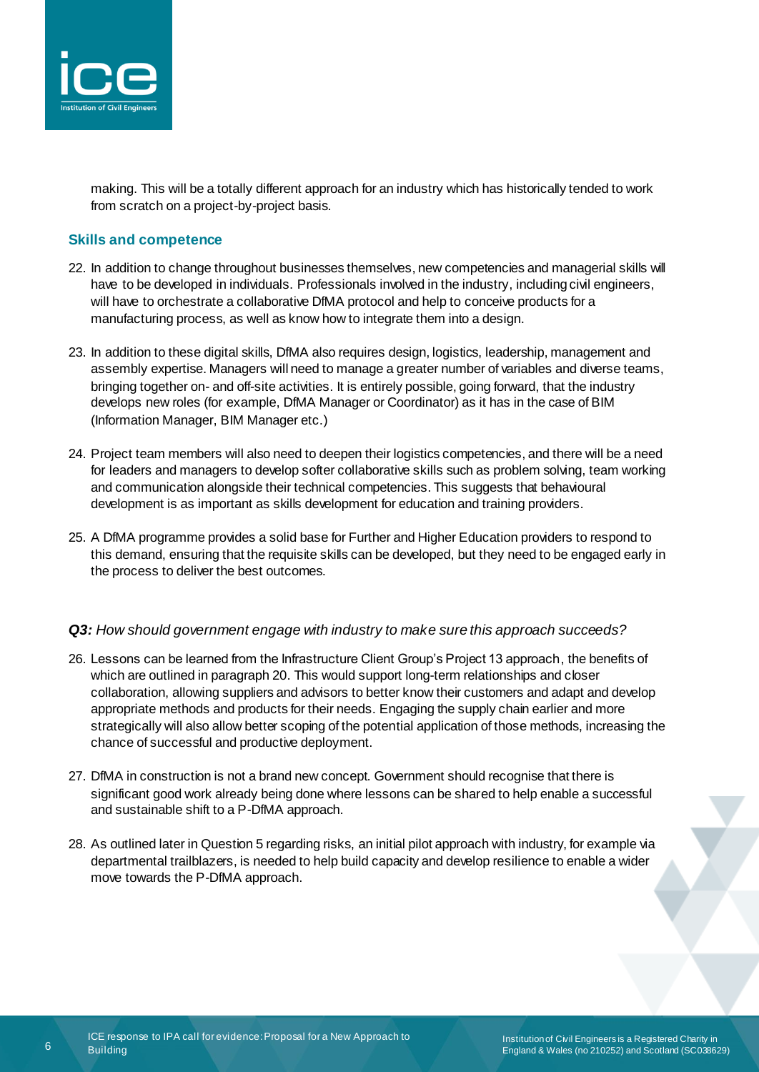making. This will be a totally different approach for an industry which has historically tended to work from scratch on a project-by-project basis.

### Skills and competence

22. In addition to change throughout businesses themselves, new competencies and managerial skills will have to be developed in individuals. Professionals involved in the industry, including civil engineers, will have to orchestrate a collaborative DfMA protocol and help to conceive products for a manufacturing process, as well as know how to integrate them into a design.

23. In addition to these digital skills, DfMA also requires design, logistics, leadership, management and assembly expertise. Managers will need to manage a greater number of variables and diverse teams, bringing together on- and off-site activities. It is entirely possible, going forward, that the industry develops new roles (for example, DfMA Manager or Coordinator) as it has in the case of BIM (Information Manager, BIM Manager etc.)

24. Project team members will also need to deepen their logistics competencies, and there will be a need for leaders and managers to develop softer collaborative skills such as problem solving, team working and communication alongside their technical competencies. This suggests that behavioural development is as important as skills development for education and training providers.

25. A DfMA programme provides a solid base for Further and Higher Education providers to respond to this demand, ensuring that the requisite skills can be developed, but they need to be engaged early in the process to deliver the best outcomes.

***Q3:*** *How should government engage with industry to make sure this approach succeeds?*

26. Lessons can be learned from the Infrastructure Client Group's Project 13 approach, the benefits of which are outlined in paragraph 20. This would support long-term relationships and closer collaboration, allowing suppliers and advisors to better know their customers and adapt and develop appropriate methods and products for their needs. Engaging the supply chain earlier and more strategically will also allow better scoping of the potential application of those methods, increasing the chance of successful and productive deployment.

27. DfMA in construction is not a brand new concept. Government should recognise that there is significant good work already being done where lessons can be shared to help enable a successful and sustainable shift to a P-DfMA approach.

28. As outlined later in Question 5 regarding risks, an initial pilot approach with industry, for example via departmental trailblazers, is needed to help build capacity and develop resilience to enable a wider move towards the P-DfMA approach.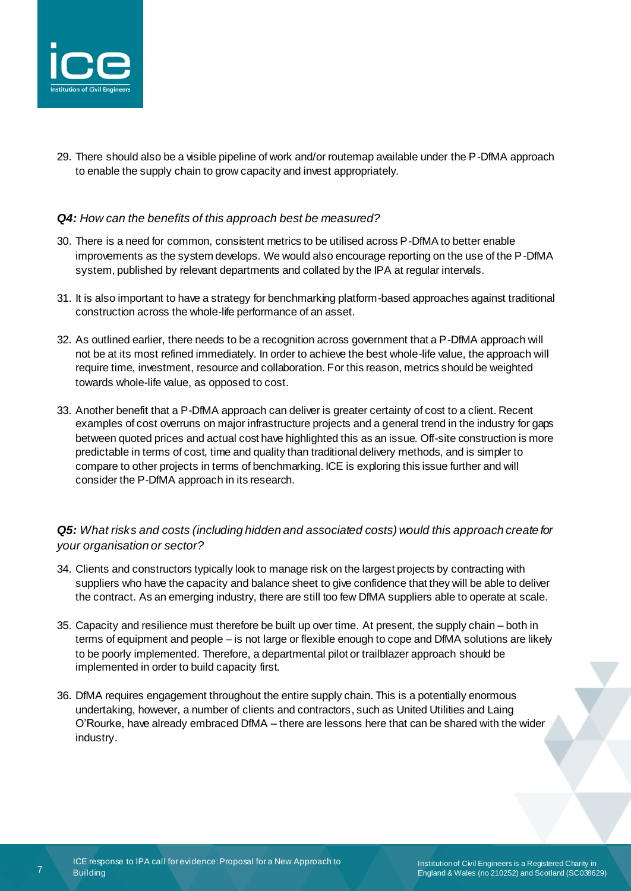29. There should also be a visible pipeline of work and/or routemap available under the P-DfMA approach to enable the supply chain to grow capacity and invest appropriately.

***Q4:*** *How can the benefits of this approach best be measured?*

30. There is a need for common, consistent metrics to be utilised across P-DfMA to better enable improvements as the system develops. We would also encourage reporting on the use of the P-DfMA system, published by relevant departments and collated by the IPA at regular intervals.

31. It is also important to have a strategy for benchmarking platform-based approaches against traditional construction across the whole-life performance of an asset.

32. As outlined earlier, there needs to be a recognition across government that a P-DfMA approach will not be at its most refined immediately. In order to achieve the best whole-life value, the approach will require time, investment, resource and collaboration. For this reason, metrics should be weighted towards whole-life value, as opposed to cost.

33. Another benefit that a P-DfMA approach can deliver is greater certainty of cost to a client. Recent examples of cost overruns on major infrastructure projects and a general trend in the industry for gaps between quoted prices and actual cost have highlighted this as an issue. Off-site construction is more predictable in terms of cost, time and quality than traditional delivery methods, and is simpler to compare to other projects in terms of benchmarking. ICE is exploring this issue further and will consider the P-DfMA approach in its research.

***Q5:*** *What risks and costs (including hidden and associated costs) would this approach create for your organisation or sector?*

34. Clients and constructors typically look to manage risk on the largest projects by contracting with suppliers who have the capacity and balance sheet to give confidence that they will be able to deliver the contract. As an emerging industry, there are still too few DfMA suppliers able to operate at scale.

35. Capacity and resilience must therefore be built up over time. At present, the supply chain – both in terms of equipment and people – is not large or flexible enough to cope and DfMA solutions are likely to be poorly implemented. Therefore, a departmental pilot or trailblazer approach should be implemented in order to build capacity first.

36. DfMA requires engagement throughout the entire supply chain. This is a potentially enormous undertaking, however, a number of clients and contractors, such as United Utilities and Laing O'Rourke, have already embraced DfMA – there are lessons here that can be shared with the wider industry.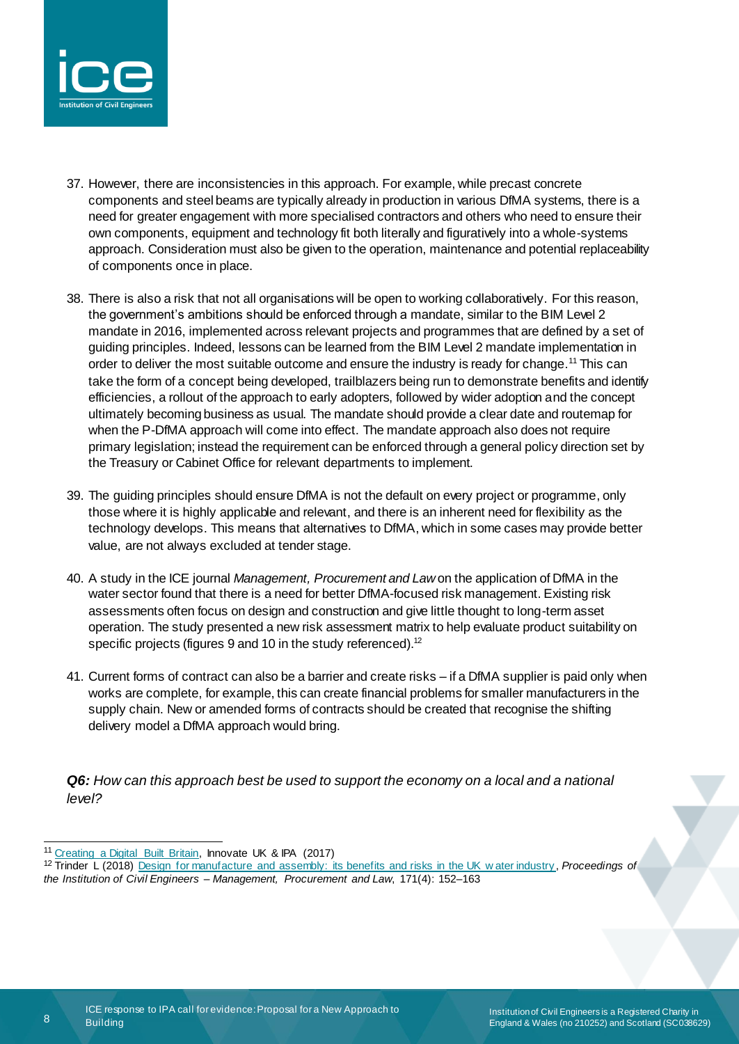37. However, there are inconsistencies in this approach. For example, while precast concrete components and steel beams are typically already in production in various DfMA systems, there is a need for greater engagement with more specialised contractors and others who need to ensure their own components, equipment and technology fit both literally and figuratively into a whole-systems approach. Consideration must also be given to the operation, maintenance and potential replaceability of components once in place.

38. There is also a risk that not all organisations will be open to working collaboratively. For this reason, the government's ambitions should be enforced through a mandate, similar to the BIM Level 2 mandate in 2016, implemented across relevant projects and programmes that are defined by a set of guiding principles. Indeed, lessons can be learned from the BIM Level 2 mandate implementation in order to deliver the most suitable outcome and ensure the industry is ready for change.[11] This can take the form of a concept being developed, trailblazers being run to demonstrate benefits and identify efficiencies, a rollout of the approach to early adopters, followed by wider adoption and the concept ultimately becoming business as usual. The mandate should provide a clear date and routemap for when the P-DfMA approach will come into effect. The mandate approach also does not require primary legislation; instead the requirement can be enforced through a general policy direction set by the Treasury or Cabinet Office for relevant departments to implement.

39. The guiding principles should ensure DfMA is not the default on every project or programme, only those where it is highly applicable and relevant, and there is an inherent need for flexibility as the technology develops. This means that alternatives to DfMA, which in some cases may provide better value, are not always excluded at tender stage.

40. A study in the ICE journal *Management, Procurement and Law* on the application of DfMA in the water sector found that there is a need for better DfMA-focused risk management. Existing risk assessments often focus on design and construction and give little thought to long-term asset operation. The study presented a new risk assessment matrix to help evaluate product suitability on specific projects (figures 9 and 10 in the study referenced).[12]

41. Current forms of contract can also be a barrier and create risks – if a DfMA supplier is paid only when works are complete, for example, this can create financial problems for smaller manufacturers in the supply chain. New or amended forms of contracts should be created that recognise the shifting delivery model a DfMA approach would bring.

***Q6:*** *How can this approach best be used to support the economy on a local and a national level?*

---

[11] Creating a Digital Built Britain, Innovate UK & IPA (2017)

[12] Trinder L (2018) Design for manufacture and assembly: its benefits and risks in the UK water industry, *Proceedings of the Institution of Civil Engineers – Management, Procurement and Law*, 171(4): 152–163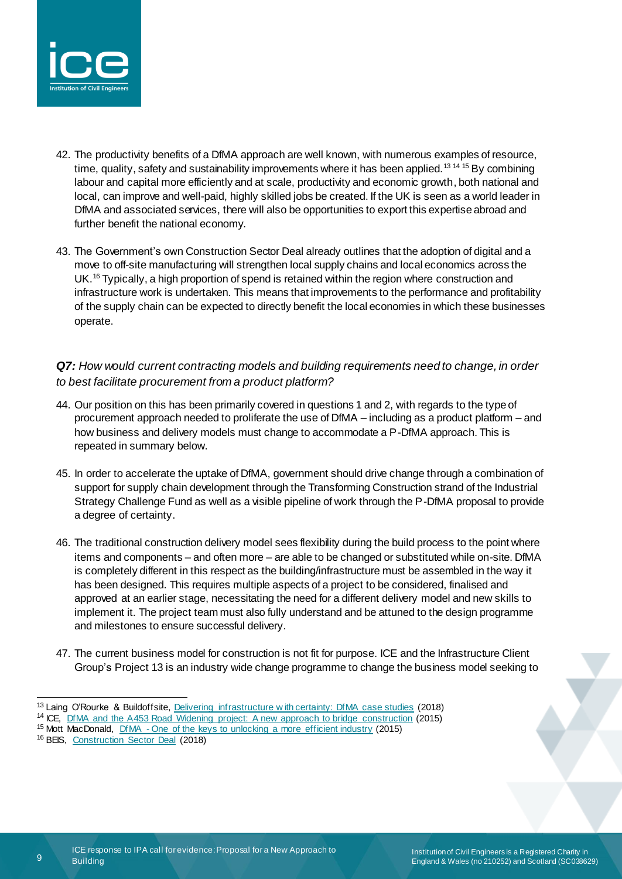42. The productivity benefits of a DfMA approach are well known, with numerous examples of resource, time, quality, safety and sustainability improvements where it has been applied.[13] [14] [15] By combining labour and capital more efficiently and at scale, productivity and economic growth, both national and local, can improve and well-paid, highly skilled jobs be created. If the UK is seen as a world leader in DfMA and associated services, there will also be opportunities to export this expertise abroad and further benefit the national economy.

43. The Government's own Construction Sector Deal already outlines that the adoption of digital and a move to off-site manufacturing will strengthen local supply chains and local economics across the UK.[16] Typically, a high proportion of spend is retained within the region where construction and infrastructure work is undertaken. This means that improvements to the performance and profitability of the supply chain can be expected to directly benefit the local economies in which these businesses operate.

***Q7:*** *How would current contracting models and building requirements need to change, in order to best facilitate procurement from a product platform?*

44. Our position on this has been primarily covered in questions 1 and 2, with regards to the type of procurement approach needed to proliferate the use of DfMA – including as a product platform – and how business and delivery models must change to accommodate a P-DfMA approach. This is repeated in summary below.

45. In order to accelerate the uptake of DfMA, government should drive change through a combination of support for supply chain development through the Transforming Construction strand of the Industrial Strategy Challenge Fund as well as a visible pipeline of work through the P-DfMA proposal to provide a degree of certainty.

46. The traditional construction delivery model sees flexibility during the build process to the point where items and components – and often more – are able to be changed or substituted while on-site. DfMA is completely different in this respect as the building/infrastructure must be assembled in the way it has been designed. This requires multiple aspects of a project to be considered, finalised and approved at an earlier stage, necessitating the need for a different delivery model and new skills to implement it. The project team must also fully understand and be attuned to the design programme and milestones to ensure successful delivery.

47. The current business model for construction is not fit for purpose. ICE and the Infrastructure Client Group's Project 13 is an industry wide change programme to change the business model seeking to

---

[13] Laing O'Rourke & Buildoffsite, Delivering infrastructure with certainty: DfMA case studies (2018)
[14] ICE, DfMA and the A453 Road Widening project: A new approach to bridge construction (2015)
[15] Mott MacDonald, DfMA - One of the keys to unlocking a more efficient industry (2015)
[16] BEIS, Construction Sector Deal (2018)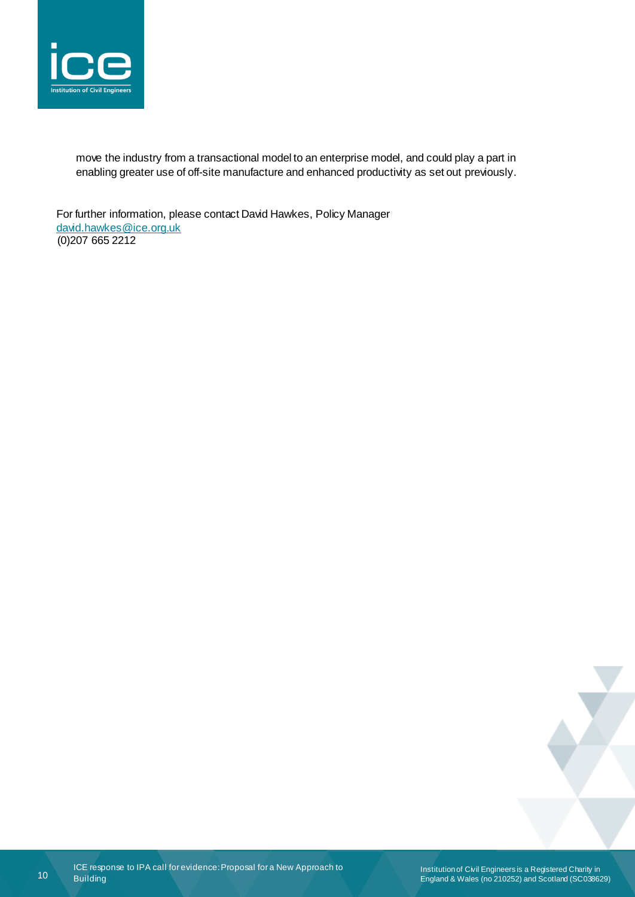move the industry from a transactional model to an enterprise model, and could play a part in enabling greater use of off-site manufacture and enhanced productivity as set out previously.

For further information, please contact David Hawkes, Policy Manager
david.hawkes@ice.org.uk
(0)207 665 2212